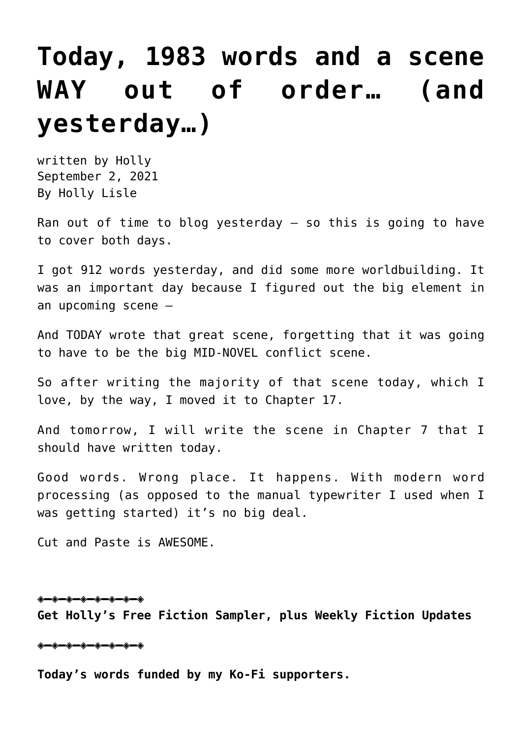# Today, 1983 words and a scene WAY out of order… (and yesterday…)

written by Holly
September 2, 2021
By Holly Lisle

Ran out of time to blog yesterday — so this is going to have to cover both days.

I got 912 words yesterday, and did some more worldbuilding. It was an important day because I figured out the big element in an upcoming scene —

And TODAY wrote that great scene, forgetting that it was going to have to be the big MID-NOVEL conflict scene.

So after writing the majority of that scene today, which I love, by the way, I moved it to Chapter 17.

And tomorrow, I will write the scene in Chapter 7 that I should have written today.

Good words. Wrong place. It happens. With modern word processing (as opposed to the manual typewriter I used when I was getting started) it's no big deal.

Cut and Paste is AWESOME.

◈━◈━◈━◈━◈━◈━◈━◈━◈

**Get Holly's Free Fiction Sampler, plus Weekly Fiction Updates**

◈━◈━◈━◈━◈━◈━◈━◈━◈

**Today's words funded by my Ko-Fi supporters.**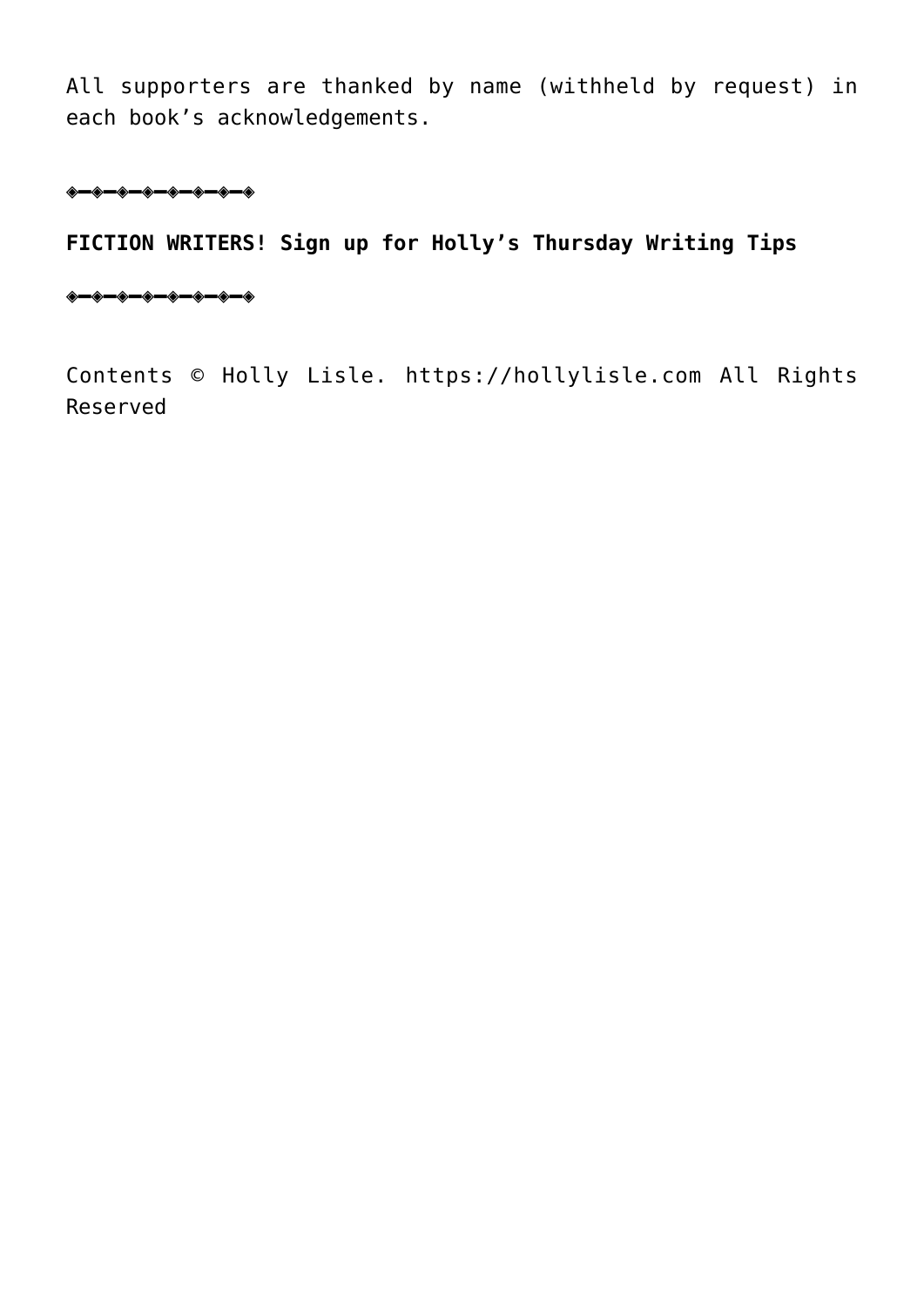All supporters are thanked by name (withheld by request) in each book's acknowledgements.

◈━◈━◈━◈━◈━◈━◈━◈

**FICTION WRITERS! Sign up for Holly's Thursday Writing Tips**

◈━◈━◈━◈━◈━◈━◈━◈

Contents © Holly Lisle. https://hollylisle.com All Rights Reserved